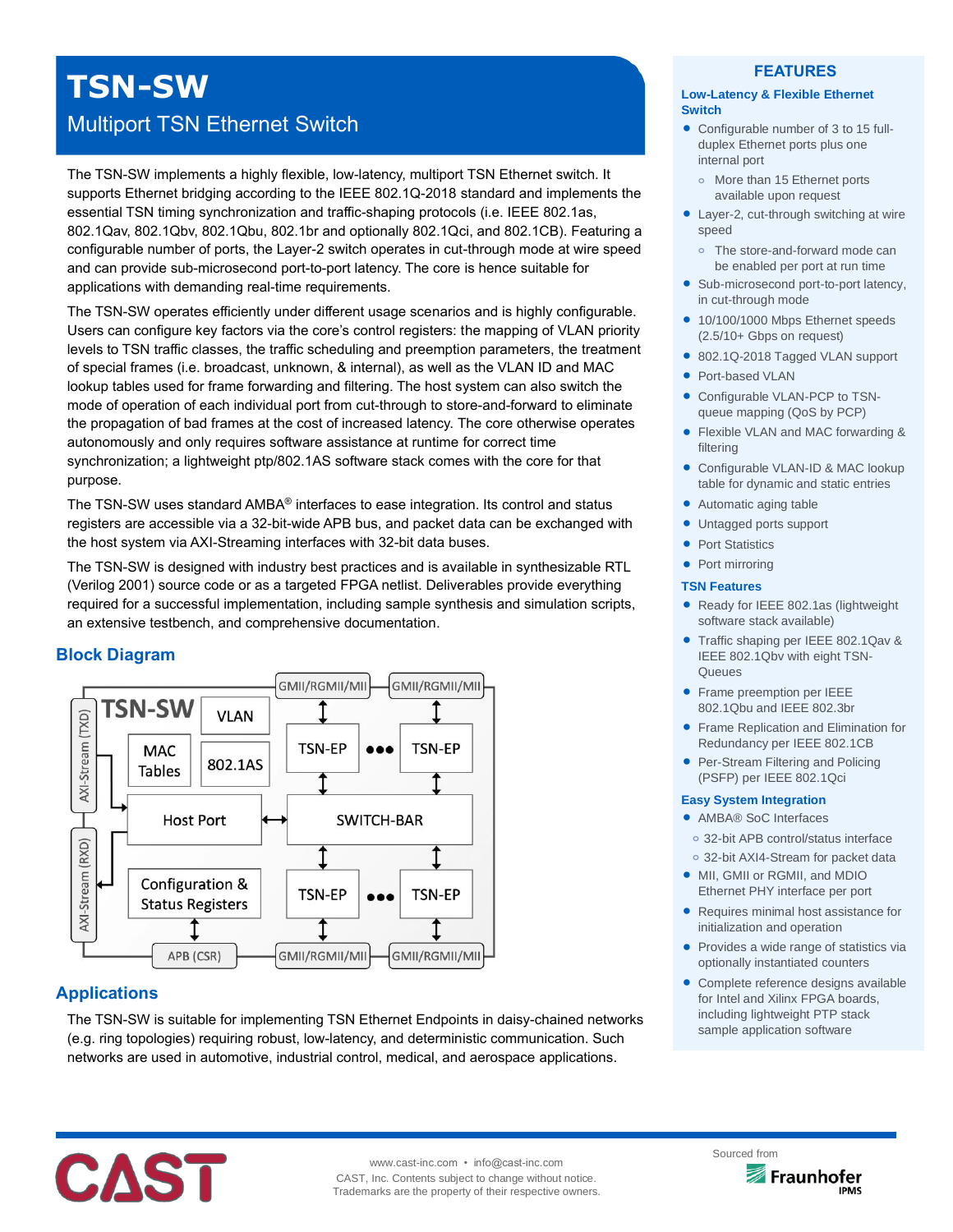# TSN-SW

## Multiport TSN Ethernet Switch

The TSN-SW implements a highly flexible, low-latency, multiport TSN Ethernet switch. It supports Ethernet bridging according to the IEEE 802.1Q-2018 standard and implements the essential TSN timing synchronization and traffic-shaping protocols (i.e. IEEE 802.1as, 802.1Qav, 802.1Qbv, 802.1Qbu, 802.1br and optionally 802.1Qci, and 802.1CB). Featuring a configurable number of ports, the Layer-2 switch operates in cut-through mode at wire speed and can provide sub-microsecond port-to-port latency. The core is hence suitable for applications with demanding real-time requirements.

The TSN-SW operates efficiently under different usage scenarios and is highly configurable. Users can configure key factors via the core's control registers: the mapping of VLAN priority levels to TSN traffic classes, the traffic scheduling and preemption parameters, the treatment of special frames (i.e. broadcast, unknown, & internal), as well as the VLAN ID and MAC lookup tables used for frame forwarding and filtering. The host system can also switch the mode of operation of each individual port from cut-through to store-and-forward to eliminate the propagation of bad frames at the cost of increased latency. The core otherwise operates autonomously and only requires software assistance at runtime for correct time synchronization; a lightweight ptp/802.1AS software stack comes with the core for that purpose.

The TSN-SW uses standard AMBA® interfaces to ease integration. Its control and status registers are accessible via a 32-bit-wide APB bus, and packet data can be exchanged with the host system via AXI-Streaming interfaces with 32-bit data buses.

The TSN-SW is designed with industry best practices and is available in synthesizable RTL (Verilog 2001) source code or as a targeted FPGA netlist. Deliverables provide everything required for a successful implementation, including sample synthesis and simulation scripts, an extensive testbench, and comprehensive documentation.

## Block Diagram

TSN-SW — VLAN — MAC Tables — 802.1AS — Host Port — SWITCH-BAR — Configuration & Status Registers — TSN-EP ••• TSN-EP — GMII/RGMII/MII — AXI-Stream (TXD) — AXI-Stream (RXD) — APB (CSR)

## Applications

The TSN-SW is suitable for implementing TSN Ethernet Endpoints in daisy-chained networks (e.g. ring topologies) requiring robust, low-latency, and deterministic communication. Such networks are used in automotive, industrial control, medical, and aerospace applications.

## FEATURES

### Low-Latency & Flexible Ethernet Switch

- Configurable number of 3 to 15 full-duplex Ethernet ports plus one internal port
  - More than 15 Ethernet ports available upon request
- Layer-2, cut-through switching at wire speed
  - The store-and-forward mode can be enabled per port at run time
- Sub-microsecond port-to-port latency, in cut-through mode
- 10/100/1000 Mbps Ethernet speeds (2.5/10+ Gbps on request)
- 802.1Q-2018 Tagged VLAN support
- Port-based VLAN
- Configurable VLAN-PCP to TSN-queue mapping (QoS by PCP)
- Flexible VLAN and MAC forwarding & filtering
- Configurable VLAN-ID & MAC lookup table for dynamic and static entries
- Automatic aging table
- Untagged ports support
- Port Statistics
- Port mirroring

### TSN Features

- Ready for IEEE 802.1as (lightweight software stack available)
- Traffic shaping per IEEE 802.1Qav & IEEE 802.1Qbv with eight TSN-Queues
- Frame preemption per IEEE 802.1Qbu and IEEE 802.3br
- Frame Replication and Elimination for Redundancy per IEEE 802.1CB
- Per-Stream Filtering and Policing (PSFP) per IEEE 802.1Qci

### Easy System Integration

- AMBA® SoC Interfaces
  - 32-bit APB control/status interface
  - 32-bit AXI4-Stream for packet data
- MII, GMII or RGMII, and MDIO Ethernet PHY interface per port
- Requires minimal host assistance for initialization and operation
- Provides a wide range of statistics via optionally instantiated counters
- Complete reference designs available for Intel and Xilinx FPGA boards, including lightweight PTP stack sample application software

CAST

www.cast-inc.com • info@cast-inc.com
CAST, Inc. Contents subject to change without notice.
Trademarks are the property of their respective owners.

Sourced from Fraunhofer IPMS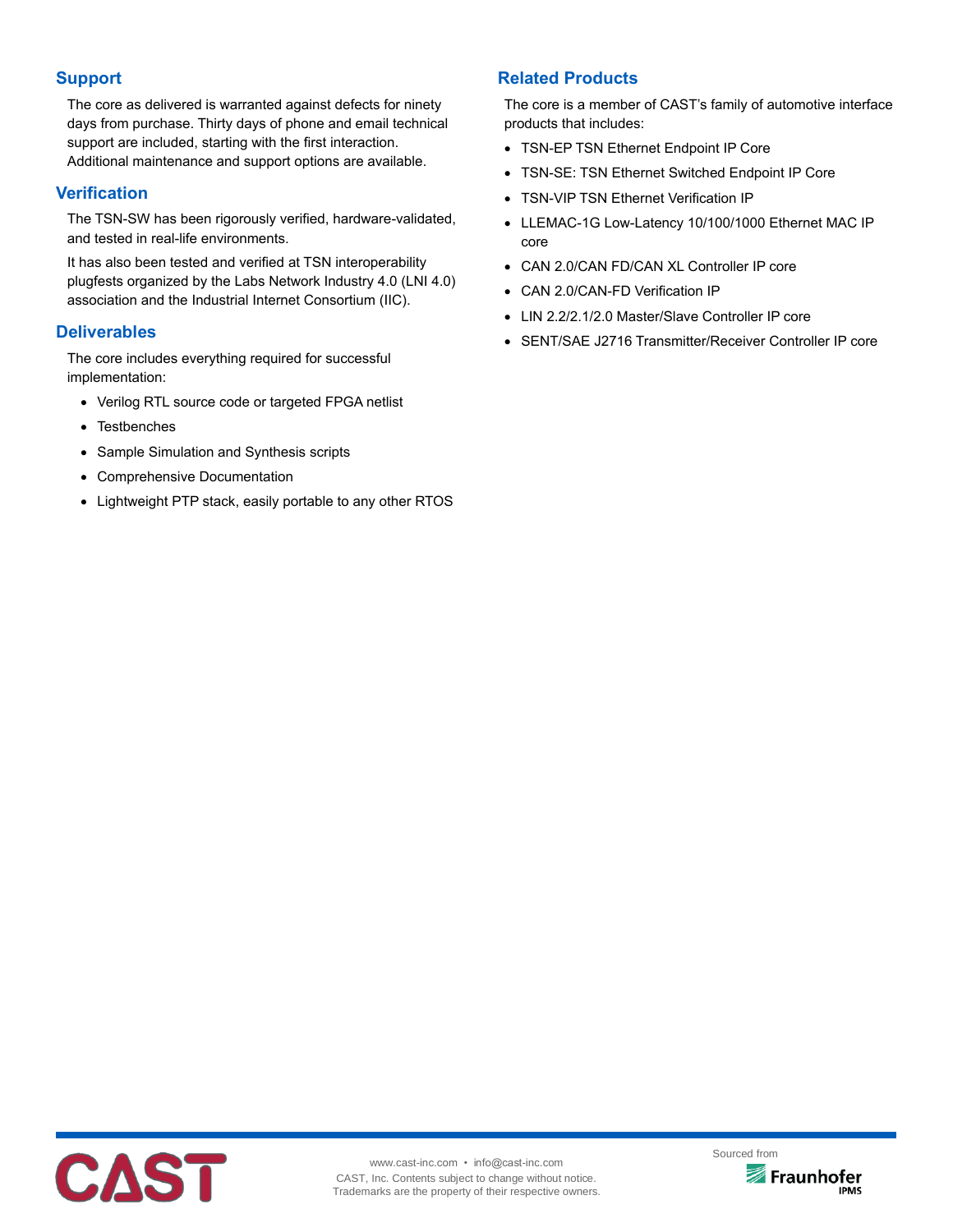## Support

The core as delivered is warranted against defects for ninety days from purchase. Thirty days of phone and email technical support are included, starting with the first interaction. Additional maintenance and support options are available.

## Verification

The TSN-SW has been rigorously verified, hardware-validated, and tested in real-life environments.

It has also been tested and verified at TSN interoperability plugfests organized by the Labs Network Industry 4.0 (LNI 4.0) association and the Industrial Internet Consortium (IIC).

## Deliverables

The core includes everything required for successful implementation:

- Verilog RTL source code or targeted FPGA netlist
- Testbenches
- Sample Simulation and Synthesis scripts
- Comprehensive Documentation
- Lightweight PTP stack, easily portable to any other RTOS

## Related Products

The core is a member of CAST's family of automotive interface products that includes:

- TSN-EP TSN Ethernet Endpoint IP Core
- TSN-SE: TSN Ethernet Switched Endpoint IP Core
- TSN-VIP TSN Ethernet Verification IP
- LLEMAC-1G Low-Latency 10/100/1000 Ethernet MAC IP core
- CAN 2.0/CAN FD/CAN XL Controller IP core
- CAN 2.0/CAN-FD Verification IP
- LIN 2.2/2.1/2.0 Master/Slave Controller IP core
- SENT/SAE J2716 Transmitter/Receiver Controller IP core

CAST

www.cast-inc.com • info@cast-inc.com
CAST, Inc. Contents subject to change without notice.
Trademarks are the property of their respective owners.

Sourced from Fraunhofer IPMS